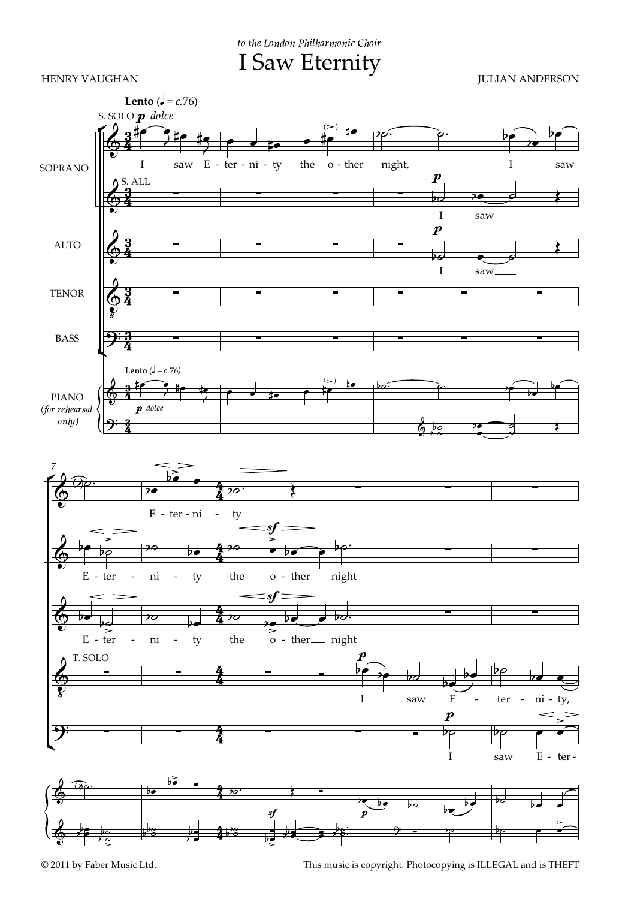*to the London Philharmonic Choir*

# I Saw Eternity

HENRY VAUGHAN

JULIAN ANDERSON

© 2011 by Faber Music Ltd.

This music is copyright. Photocopying is ILLEGAL and is THEFT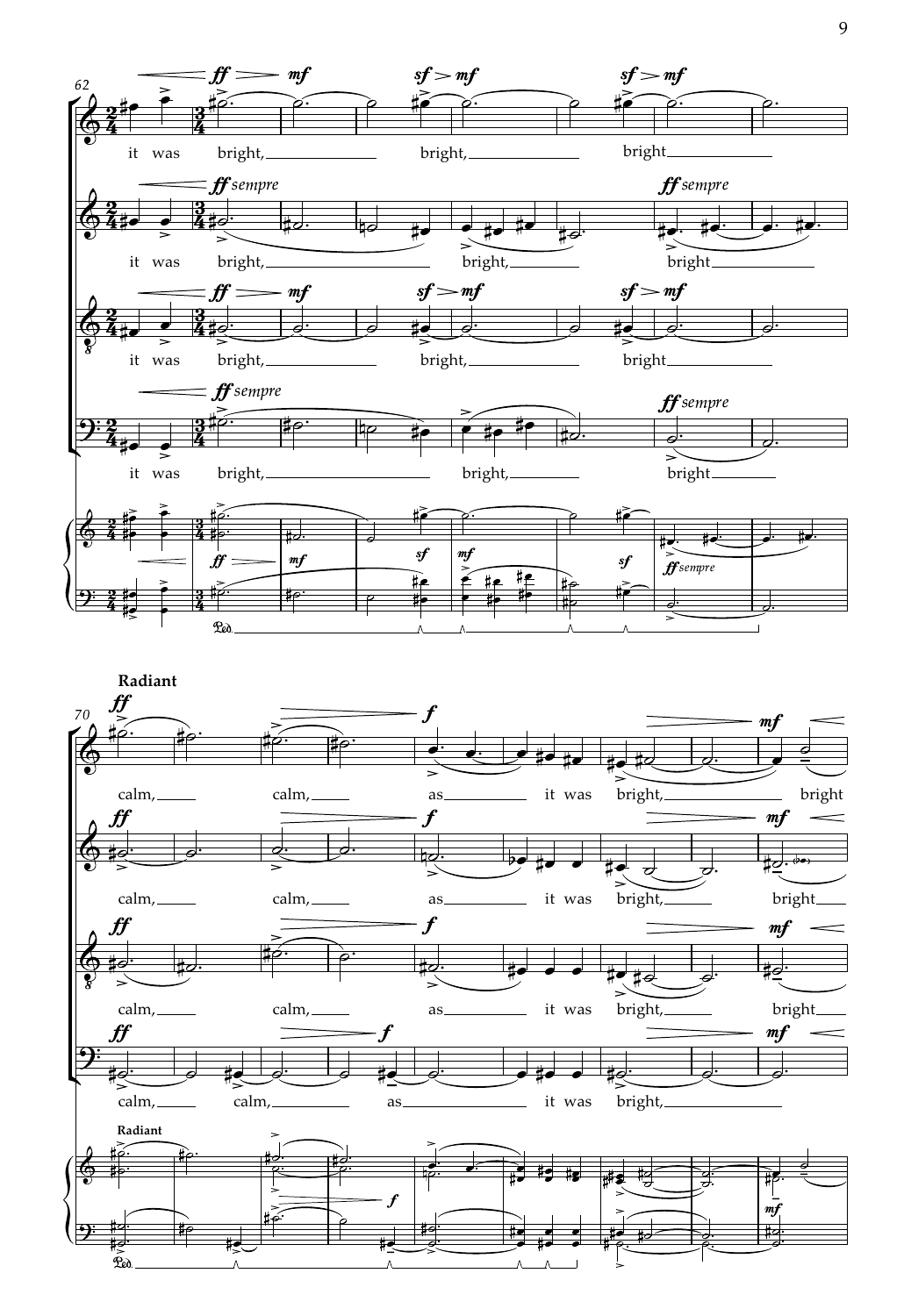**Radiant**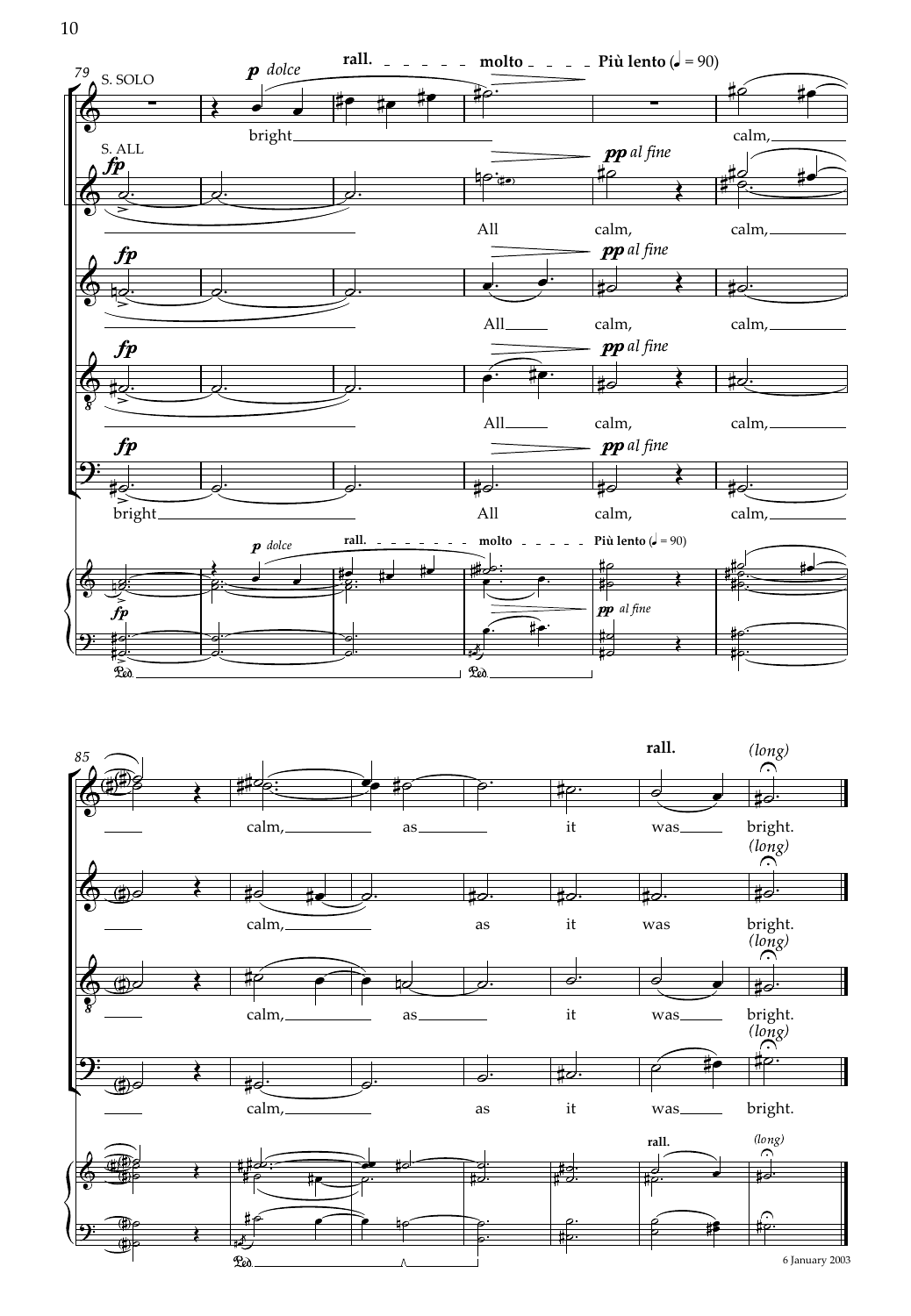79

S. SOLO

*p dolce*

**rall.** - - - - - **molto** - - - - **Più lento** (♩ = 90)

bright calm,

S. ALL

*fp*

All calm, calm,

*pp al fine*

*fp*

All calm, calm,

*pp al fine*

*fp*

All calm, calm,

*pp al fine*

*fp*

bright All calm, calm,

*pp al fine*

*p dolce*

**rall.** - - - - - - - **molto** - - - - **Più lento** (♩ = 90)

*fp*

*pp al fine*

85

**rall.**

*(long)*

calm, as it was bright.

*(long)*

calm, as it was bright.

*(long)*

calm, as it was bright.

*(long)*

calm, as it was bright.

**rall.**

*(long)*

6 January 2003